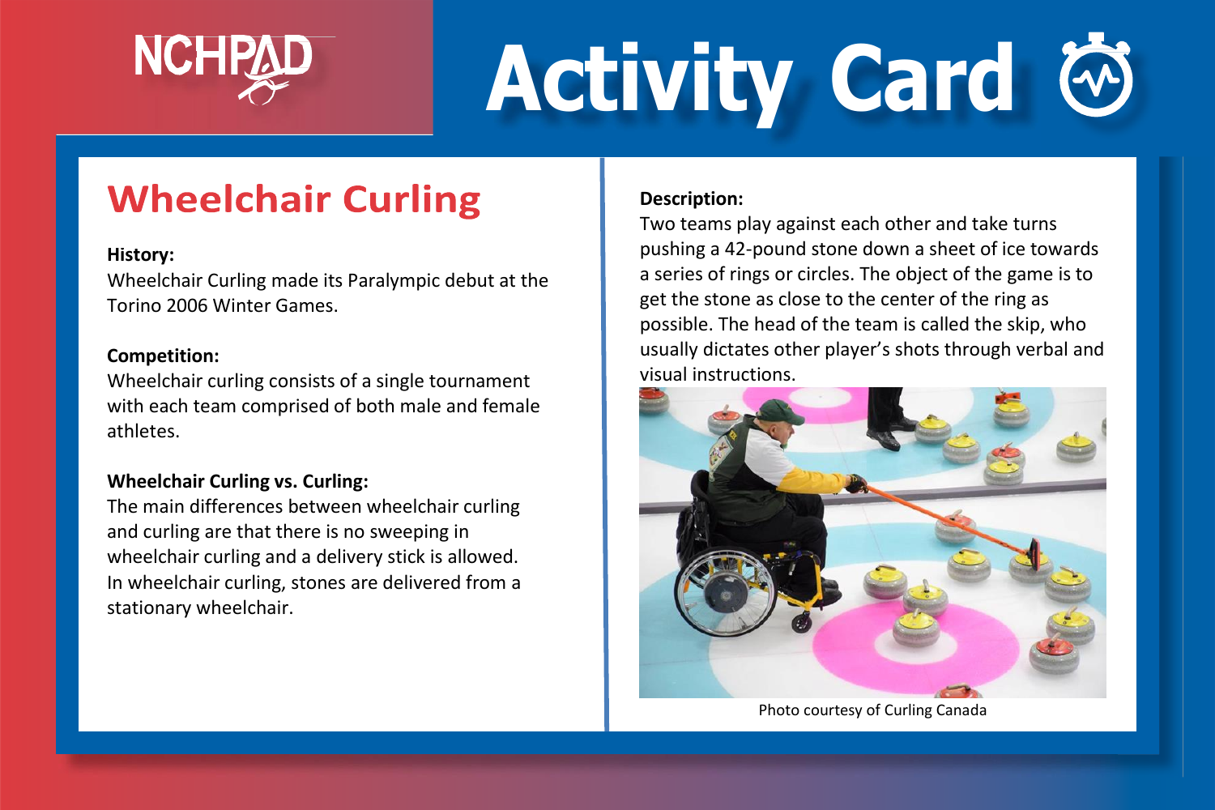NCHPAD

# Activity Card

## Wheelchair Curling

**History:**
Wheelchair Curling made its Paralympic debut at the Torino 2006 Winter Games.

**Competition:**
Wheelchair curling consists of a single tournament with each team comprised of both male and female athletes.

**Wheelchair Curling vs. Curling:**
The main differences between wheelchair curling and curling are that there is no sweeping in wheelchair curling and a delivery stick is allowed. In wheelchair curling, stones are delivered from a stationary wheelchair.

**Description:**
Two teams play against each other and take turns pushing a 42-pound stone down a sheet of ice towards a series of rings or circles. The object of the game is to get the stone as close to the center of the ring as possible. The head of the team is called the skip, who usually dictates other player's shots through verbal and visual instructions.

Photo courtesy of Curling Canada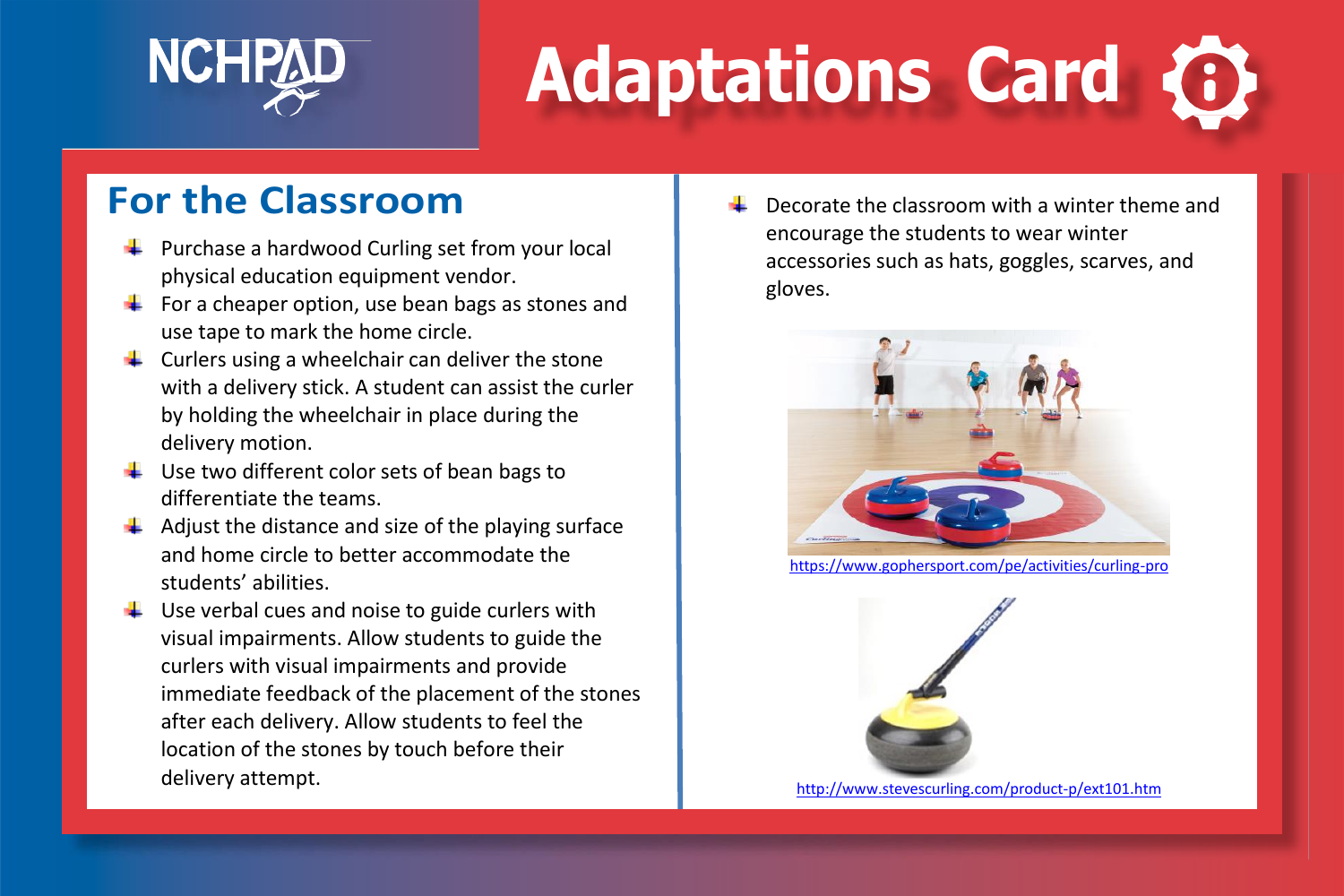# Adaptations Card

## For the Classroom

- Purchase a hardwood Curling set from your local physical education equipment vendor.
- For a cheaper option, use bean bags as stones and use tape to mark the home circle.
- Curlers using a wheelchair can deliver the stone with a delivery stick. A student can assist the curler by holding the wheelchair in place during the delivery motion.
- Use two different color sets of bean bags to differentiate the teams.
- Adjust the distance and size of the playing surface and home circle to better accommodate the students' abilities.
- Use verbal cues and noise to guide curlers with visual impairments. Allow students to guide the curlers with visual impairments and provide immediate feedback of the placement of the stones after each delivery. Allow students to feel the location of the stones by touch before their delivery attempt.
- Decorate the classroom with a winter theme and encourage the students to wear winter accessories such as hats, goggles, scarves, and gloves.

https://www.gophersport.com/pe/activities/curling-pro

http://www.stevescurling.com/product-p/ext101.htm